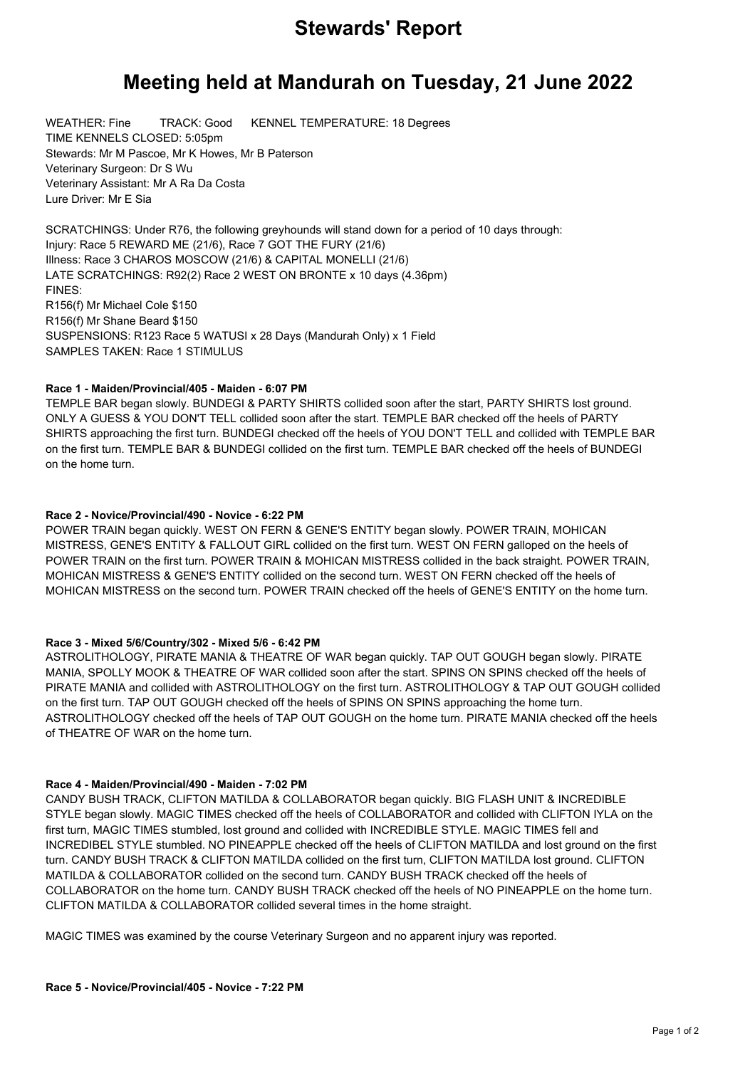# Stewards' Report

# Meeting held at Mandurah on Tuesday, 21 June 2022

WEATHER: Fine TRACK: Good KENNEL TEMPERATURE: 18 Degrees
TIME KENNELS CLOSED: 5:05pm
Stewards: Mr M Pascoe, Mr K Howes, Mr B Paterson
Veterinary Surgeon: Dr S Wu
Veterinary Assistant: Mr A Ra Da Costa
Lure Driver: Mr E Sia

SCRATCHINGS: Under R76, the following greyhounds will stand down for a period of 10 days through:
Injury: Race 5 REWARD ME (21/6), Race 7 GOT THE FURY (21/6)
Illness: Race 3 CHAROS MOSCOW (21/6) & CAPITAL MONELLI (21/6)
LATE SCRATCHINGS: R92(2) Race 2 WEST ON BRONTE x 10 days (4.36pm)
FINES:
R156(f) Mr Michael Cole $150
R156(f) Mr Shane Beard $150
SUSPENSIONS: R123 Race 5 WATUSI x 28 Days (Mandurah Only) x 1 Field
SAMPLES TAKEN: Race 1 STIMULUS

#### Race 1 - Maiden/Provincial/405 - Maiden - 6:07 PM

TEMPLE BAR began slowly. BUNDEGI & PARTY SHIRTS collided soon after the start, PARTY SHIRTS lost ground. ONLY A GUESS & YOU DON'T TELL collided soon after the start. TEMPLE BAR checked off the heels of PARTY SHIRTS approaching the first turn. BUNDEGI checked off the heels of YOU DON'T TELL and collided with TEMPLE BAR on the first turn. TEMPLE BAR & BUNDEGI collided on the first turn. TEMPLE BAR checked off the heels of BUNDEGI on the home turn.

#### Race 2 - Novice/Provincial/490 - Novice - 6:22 PM

POWER TRAIN began quickly. WEST ON FERN & GENE'S ENTITY began slowly. POWER TRAIN, MOHICAN MISTRESS, GENE'S ENTITY & FALLOUT GIRL collided on the first turn. WEST ON FERN galloped on the heels of POWER TRAIN on the first turn. POWER TRAIN & MOHICAN MISTRESS collided in the back straight. POWER TRAIN, MOHICAN MISTRESS & GENE'S ENTITY collided on the second turn. WEST ON FERN checked off the heels of MOHICAN MISTRESS on the second turn. POWER TRAIN checked off the heels of GENE'S ENTITY on the home turn.

#### Race 3 - Mixed 5/6/Country/302 - Mixed 5/6 - 6:42 PM

ASTROLITHOLOGY, PIRATE MANIA & THEATRE OF WAR began quickly. TAP OUT GOUGH began slowly. PIRATE MANIA, SPOLLY MOOK & THEATRE OF WAR collided soon after the start. SPINS ON SPINS checked off the heels of PIRATE MANIA and collided with ASTROLITHOLOGY on the first turn. ASTROLITHOLOGY & TAP OUT GOUGH collided on the first turn. TAP OUT GOUGH checked off the heels of SPINS ON SPINS approaching the home turn. ASTROLITHOLOGY checked off the heels of TAP OUT GOUGH on the home turn. PIRATE MANIA checked off the heels of THEATRE OF WAR on the home turn.

#### Race 4 - Maiden/Provincial/490 - Maiden - 7:02 PM

CANDY BUSH TRACK, CLIFTON MATILDA & COLLABORATOR began quickly. BIG FLASH UNIT & INCREDIBLE STYLE began slowly. MAGIC TIMES checked off the heels of COLLABORATOR and collided with CLIFTON IYLA on the first turn, MAGIC TIMES stumbled, lost ground and collided with INCREDIBLE STYLE. MAGIC TIMES fell and INCREDIBEL STYLE stumbled. NO PINEAPPLE checked off the heels of CLIFTON MATILDA and lost ground on the first turn. CANDY BUSH TRACK & CLIFTON MATILDA collided on the first turn, CLIFTON MATILDA lost ground. CLIFTON MATILDA & COLLABORATOR collided on the second turn. CANDY BUSH TRACK checked off the heels of COLLABORATOR on the home turn. CANDY BUSH TRACK checked off the heels of NO PINEAPPLE on the home turn. CLIFTON MATILDA & COLLABORATOR collided several times in the home straight.

MAGIC TIMES was examined by the course Veterinary Surgeon and no apparent injury was reported.

#### Race 5 - Novice/Provincial/405 - Novice - 7:22 PM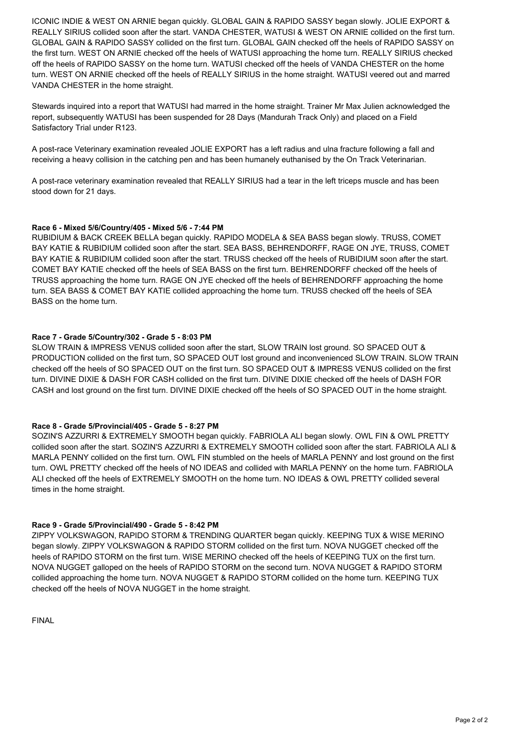ICONIC INDIE & WEST ON ARNIE began quickly. GLOBAL GAIN & RAPIDO SASSY began slowly. JOLIE EXPORT & REALLY SIRIUS collided soon after the start. VANDA CHESTER, WATUSI & WEST ON ARNIE collided on the first turn. GLOBAL GAIN & RAPIDO SASSY collided on the first turn. GLOBAL GAIN checked off the heels of RAPIDO SASSY on the first turn. WEST ON ARNIE checked off the heels of WATUSI approaching the home turn. REALLY SIRIUS checked off the heels of RAPIDO SASSY on the home turn. WATUSI checked off the heels of VANDA CHESTER on the home turn. WEST ON ARNIE checked off the heels of REALLY SIRIUS in the home straight. WATUSI veered out and marred VANDA CHESTER in the home straight.

Stewards inquired into a report that WATUSI had marred in the home straight. Trainer Mr Max Julien acknowledged the report, subsequently WATUSI has been suspended for 28 Days (Mandurah Track Only) and placed on a Field Satisfactory Trial under R123.

A post-race Veterinary examination revealed JOLIE EXPORT has a left radius and ulna fracture following a fall and receiving a heavy collision in the catching pen and has been humanely euthanised by the On Track Veterinarian.

A post-race veterinary examination revealed that REALLY SIRIUS had a tear in the left triceps muscle and has been stood down for 21 days.

**Race 6 - Mixed 5/6/Country/405 - Mixed 5/6 - 7:44 PM**

RUBIDIUM & BACK CREEK BELLA began quickly. RAPIDO MODELA & SEA BASS began slowly. TRUSS, COMET BAY KATIE & RUBIDIUM collided soon after the start. SEA BASS, BEHRENDORFF, RAGE ON JYE, TRUSS, COMET BAY KATIE & RUBIDIUM collided soon after the start. TRUSS checked off the heels of RUBIDIUM soon after the start. COMET BAY KATIE checked off the heels of SEA BASS on the first turn. BEHRENDORFF checked off the heels of TRUSS approaching the home turn. RAGE ON JYE checked off the heels of BEHRENDORFF approaching the home turn. SEA BASS & COMET BAY KATIE collided approaching the home turn. TRUSS checked off the heels of SEA BASS on the home turn.

**Race 7 - Grade 5/Country/302 - Grade 5 - 8:03 PM**

SLOW TRAIN & IMPRESS VENUS collided soon after the start, SLOW TRAIN lost ground. SO SPACED OUT & PRODUCTION collided on the first turn, SO SPACED OUT lost ground and inconvenienced SLOW TRAIN. SLOW TRAIN checked off the heels of SO SPACED OUT on the first turn. SO SPACED OUT & IMPRESS VENUS collided on the first turn. DIVINE DIXIE & DASH FOR CASH collided on the first turn. DIVINE DIXIE checked off the heels of DASH FOR CASH and lost ground on the first turn. DIVINE DIXIE checked off the heels of SO SPACED OUT in the home straight.

**Race 8 - Grade 5/Provincial/405 - Grade 5 - 8:27 PM**

SOZIN'S AZZURRI & EXTREMELY SMOOTH began quickly. FABRIOLA ALI began slowly. OWL FIN & OWL PRETTY collided soon after the start. SOZIN'S AZZURRI & EXTREMELY SMOOTH collided soon after the start. FABRIOLA ALI & MARLA PENNY collided on the first turn. OWL FIN stumbled on the heels of MARLA PENNY and lost ground on the first turn. OWL PRETTY checked off the heels of NO IDEAS and collided with MARLA PENNY on the home turn. FABRIOLA ALI checked off the heels of EXTREMELY SMOOTH on the home turn. NO IDEAS & OWL PRETTY collided several times in the home straight.

**Race 9 - Grade 5/Provincial/490 - Grade 5 - 8:42 PM**

ZIPPY VOLKSWAGON, RAPIDO STORM & TRENDING QUARTER began quickly. KEEPING TUX & WISE MERINO began slowly. ZIPPY VOLKSWAGON & RAPIDO STORM collided on the first turn. NOVA NUGGET checked off the heels of RAPIDO STORM on the first turn. WISE MERINO checked off the heels of KEEPING TUX on the first turn. NOVA NUGGET galloped on the heels of RAPIDO STORM on the second turn. NOVA NUGGET & RAPIDO STORM collided approaching the home turn. NOVA NUGGET & RAPIDO STORM collided on the home turn. KEEPING TUX checked off the heels of NOVA NUGGET in the home straight.

FINAL